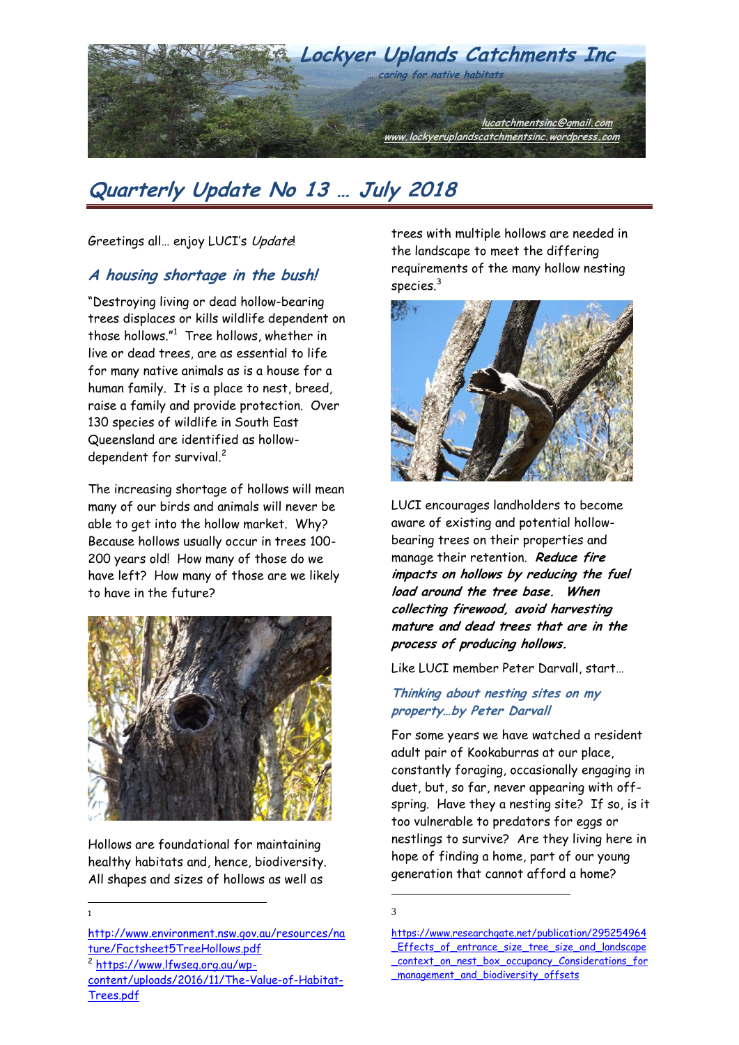# Lockyer Uplands Catchments Inc

*... caring for native habitats*

lucatchmentsinc@gmail.com
www.lockyeruplandscatchmentsinc.wordpress.com

## Quarterly Update No 13 … July 2018

Greetings all… enjoy LUCI's *Update*!

### A housing shortage in the bush!

"Destroying living or dead hollow-bearing trees displaces or kills wildlife dependent on those hollows."[1] Tree hollows, whether in live or dead trees, are as essential to life for many native animals as is a house for a human family. It is a place to nest, breed, raise a family and provide protection. Over 130 species of wildlife in South East Queensland are identified as hollow-dependent for survival.[2]

The increasing shortage of hollows will mean many of our birds and animals will never be able to get into the hollow market. Why? Because hollows usually occur in trees 100-200 years old! How many of those do we have left? How many of those are we likely to have in the future?

Hollows are foundational for maintaining healthy habitats and, hence, biodiversity. All shapes and sizes of hollows as well as trees with multiple hollows are needed in the landscape to meet the differing requirements of the many hollow nesting species.[3]

LUCI encourages landholders to become aware of existing and potential hollow-bearing trees on their properties and manage their retention. ***Reduce fire impacts on hollows by reducing the fuel load around the tree base. When collecting firewood, avoid harvesting mature and dead trees that are in the process of producing hollows.***

Like LUCI member Peter Darvall, start…

### Thinking about nesting sites on my property…by Peter Darvall

For some years we have watched a resident adult pair of Kookaburras at our place, constantly foraging, occasionally engaging in duet, but, so far, never appearing with off-spring. Have they a nesting site? If so, is it too vulnerable to predators for eggs or nestlings to survive? Are they living here in hope of finding a home, part of our young generation that cannot afford a home?

---

1 http://www.environment.nsw.gov.au/resources/nature/Factsheet5TreeHollows.pdf

2 https://www.lfwseq.org.au/wp-content/uploads/2016/11/The-Value-of-Habitat-Trees.pdf

3 https://www.researchgate.net/publication/295254964_Effects_of_entrance_size_tree_size_and_landscape_context_on_nest_box_occupancy_Considerations_for_management_and_biodiversity_offsets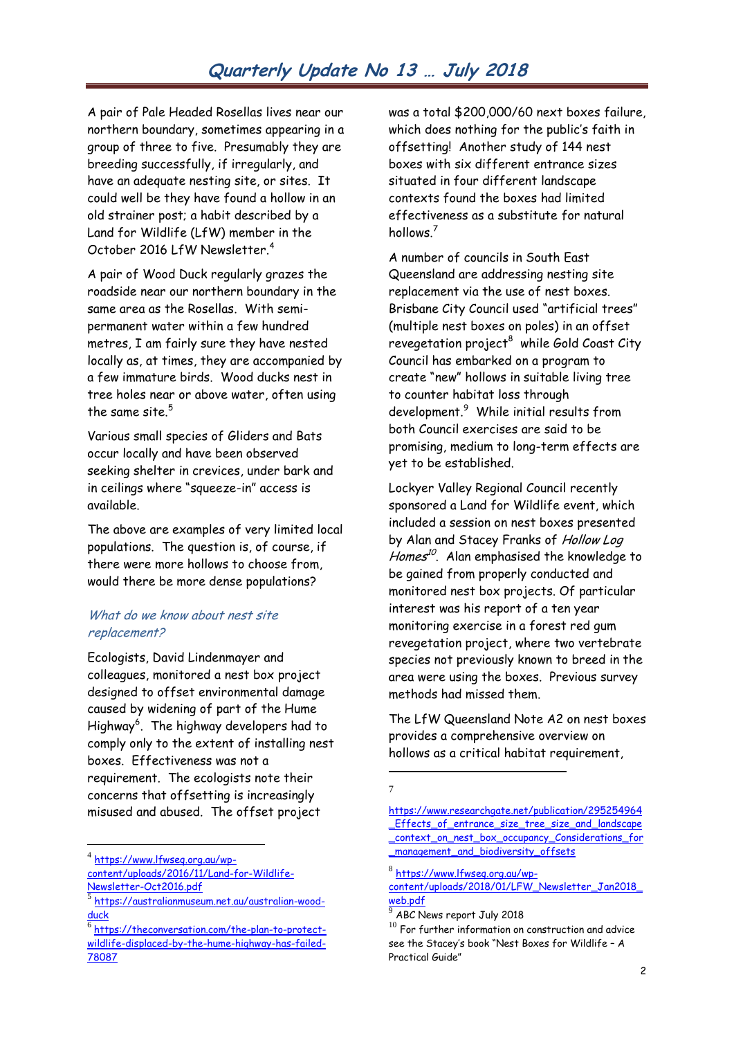A pair of Pale Headed Rosellas lives near our northern boundary, sometimes appearing in a group of three to five. Presumably they are breeding successfully, if irregularly, and have an adequate nesting site, or sites. It could well be they have found a hollow in an old strainer post; a habit described by a Land for Wildlife (LfW) member in the October 2016 LfW Newsletter.[4]

A pair of Wood Duck regularly grazes the roadside near our northern boundary in the same area as the Rosellas. With semi-permanent water within a few hundred metres, I am fairly sure they have nested locally as, at times, they are accompanied by a few immature birds. Wood ducks nest in tree holes near or above water, often using the same site.[5]

Various small species of Gliders and Bats occur locally and have been observed seeking shelter in crevices, under bark and in ceilings where "squeeze-in" access is available.

The above are examples of very limited local populations. The question is, of course, if there were more hollows to choose from, would there be more dense populations?

### *What do we know about nest site replacement?*

Ecologists, David Lindenmayer and colleagues, monitored a nest box project designed to offset environmental damage caused by widening of part of the Hume Highway[6]. The highway developers had to comply only to the extent of installing nest boxes. Effectiveness was not a requirement. The ecologists note their concerns that offsetting is increasingly misused and abused. The offset project was a total $200,000/60 next boxes failure, which does nothing for the public's faith in offsetting! Another study of 144 nest boxes with six different entrance sizes situated in four different landscape contexts found the boxes had limited effectiveness as a substitute for natural hollows.[7]

A number of councils in South East Queensland are addressing nesting site replacement via the use of nest boxes. Brisbane City Council used "artificial trees" (multiple nest boxes on poles) in an offset revegetation project[8] while Gold Coast City Council has embarked on a program to create "new" hollows in suitable living tree to counter habitat loss through development.[9] While initial results from both Council exercises are said to be promising, medium to long-term effects are yet to be established.

Lockyer Valley Regional Council recently sponsored a Land for Wildlife event, which included a session on nest boxes presented by Alan and Stacey Franks of *Hollow Log Homes*[10]. Alan emphasised the knowledge to be gained from properly conducted and monitored nest box projects. Of particular interest was his report of a ten year monitoring exercise in a forest red gum revegetation project, where two vertebrate species not previously known to breed in the area were using the boxes. Previous survey methods had missed them.

The LfW Queensland Note A2 on nest boxes provides a comprehensive overview on hollows as a critical habitat requirement,

---

[4] https://www.lfwseq.org.au/wp-content/uploads/2016/11/Land-for-Wildlife-Newsletter-Oct2016.pdf

[5] https://australianmuseum.net.au/australian-wood-duck

[6] https://theconversation.com/the-plan-to-protect-wildlife-displaced-by-the-hume-highway-has-failed-78087

[7] https://www.researchgate.net/publication/295254964_Effects_of_entrance_size_tree_size_and_landscape_context_on_nest_box_occupancy_Considerations_for_management_and_biodiversity_offsets

[8] https://www.lfwseq.org.au/wp-content/uploads/2018/01/LFW_Newsletter_Jan2018_web.pdf

[9] ABC News report July 2018

[10] For further information on construction and advice see the Stacey's book "Nest Boxes for Wildlife – A Practical Guide"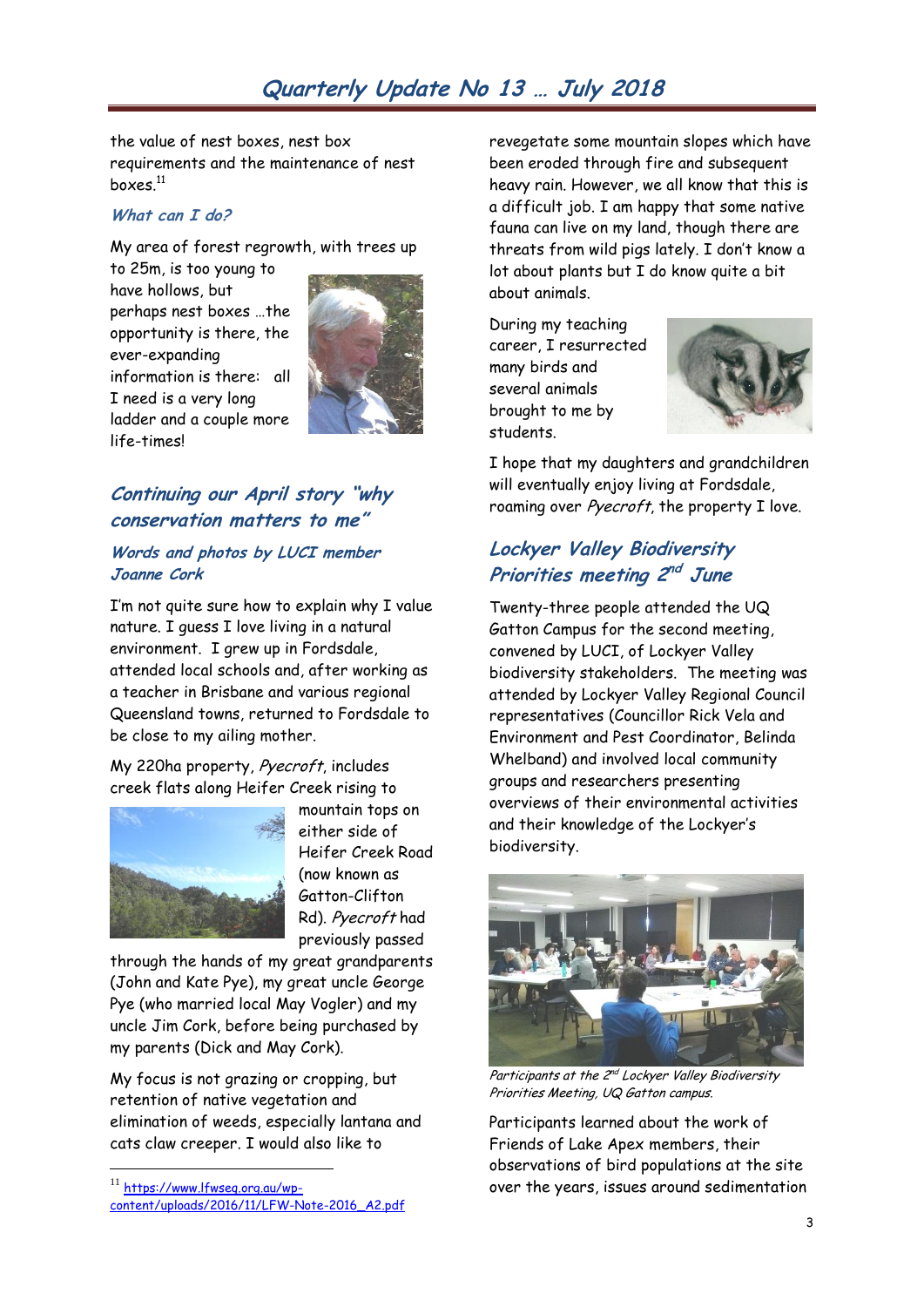the value of nest boxes, nest box requirements and the maintenance of nest boxes.[11]

### *What can I do?*

My area of forest regrowth, with trees up to 25m, is too young to have hollows, but perhaps nest boxes …the opportunity is there, the ever-expanding information is there: all I need is a very long ladder and a couple more life-times!

## *Continuing our April story "why conservation matters to me"*

### *Words and photos by LUCI member Joanne Cork*

I'm not quite sure how to explain why I value nature. I guess I love living in a natural environment. I grew up in Fordsdale, attended local schools and, after working as a teacher in Brisbane and various regional Queensland towns, returned to Fordsdale to be close to my ailing mother.

My 220ha property, *Pyecroft*, includes creek flats along Heifer Creek rising to mountain tops on either side of Heifer Creek Road (now known as Gatton-Clifton Rd). *Pyecroft* had previously passed through the hands of my great grandparents (John and Kate Pye), my great uncle George Pye (who married local May Vogler) and my uncle Jim Cork, before being purchased by my parents (Dick and May Cork).

My focus is not grazing or cropping, but retention of native vegetation and elimination of weeds, especially lantana and cats claw creeper. I would also like to revegetate some mountain slopes which have been eroded through fire and subsequent heavy rain. However, we all know that this is a difficult job. I am happy that some native fauna can live on my land, though there are threats from wild pigs lately. I don't know a lot about plants but I do know quite a bit about animals.

During my teaching career, I resurrected many birds and several animals brought to me by students.

I hope that my daughters and grandchildren will eventually enjoy living at Fordsdale, roaming over *Pyecroft*, the property I love.

## *Lockyer Valley Biodiversity Priorities meeting 2nd June*

Twenty-three people attended the UQ Gatton Campus for the second meeting, convened by LUCI, of Lockyer Valley biodiversity stakeholders. The meeting was attended by Lockyer Valley Regional Council representatives (Councillor Rick Vela and Environment and Pest Coordinator, Belinda Whelband) and involved local community groups and researchers presenting overviews of their environmental activities and their knowledge of the Lockyer's biodiversity.

*Participants at the 2nd Lockyer Valley Biodiversity Priorities Meeting, UQ Gatton campus.*

Participants learned about the work of Friends of Lake Apex members, their observations of bird populations at the site over the years, issues around sedimentation

---

[11] https://www.lfwseq.org.au/wp-content/uploads/2016/11/LFW-Note-2016_A2.pdf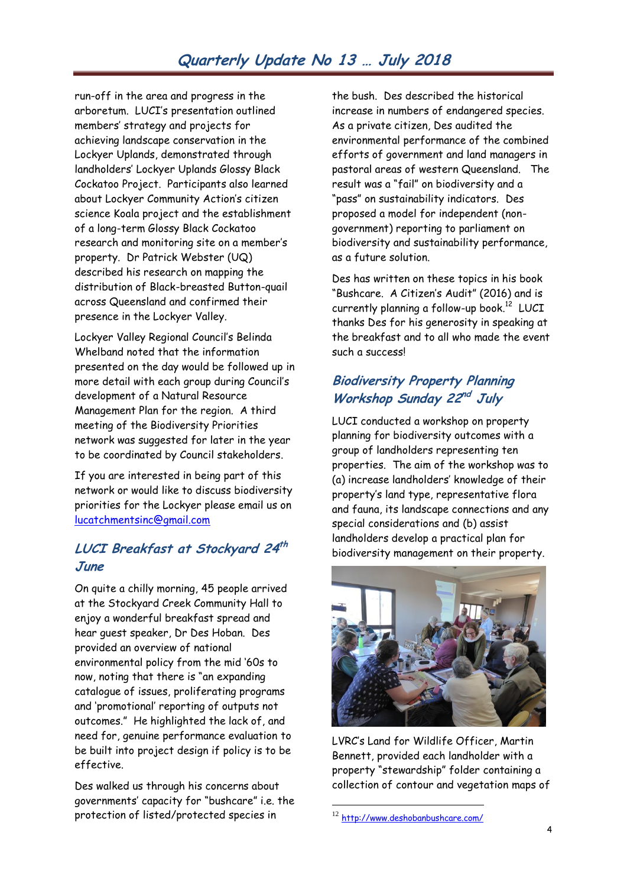run-off in the area and progress in the arboretum. LUCI's presentation outlined members' strategy and projects for achieving landscape conservation in the Lockyer Uplands, demonstrated through landholders' Lockyer Uplands Glossy Black Cockatoo Project. Participants also learned about Lockyer Community Action's citizen science Koala project and the establishment of a long-term Glossy Black Cockatoo research and monitoring site on a member's property. Dr Patrick Webster (UQ) described his research on mapping the distribution of Black-breasted Button-quail across Queensland and confirmed their presence in the Lockyer Valley.

Lockyer Valley Regional Council's Belinda Whelband noted that the information presented on the day would be followed up in more detail with each group during Council's development of a Natural Resource Management Plan for the region. A third meeting of the Biodiversity Priorities network was suggested for later in the year to be coordinated by Council stakeholders.

If you are interested in being part of this network or would like to discuss biodiversity priorities for the Lockyer please email us on lucatchmentsinc@gmail.com

## LUCI Breakfast at Stockyard 24th June

On quite a chilly morning, 45 people arrived at the Stockyard Creek Community Hall to enjoy a wonderful breakfast spread and hear guest speaker, Dr Des Hoban. Des provided an overview of national environmental policy from the mid '60s to now, noting that there is "an expanding catalogue of issues, proliferating programs and 'promotional' reporting of outputs not outcomes." He highlighted the lack of, and need for, genuine performance evaluation to be built into project design if policy is to be effective.

Des walked us through his concerns about governments' capacity for "bushcare" i.e. the protection of listed/protected species in the bush. Des described the historical increase in numbers of endangered species. As a private citizen, Des audited the environmental performance of the combined efforts of government and land managers in pastoral areas of western Queensland. The result was a "fail" on biodiversity and a "pass" on sustainability indicators. Des proposed a model for independent (non-government) reporting to parliament on biodiversity and sustainability performance, as a future solution.

Des has written on these topics in his book "Bushcare. A Citizen's Audit" (2016) and is currently planning a follow-up book.[12] LUCI thanks Des for his generosity in speaking at the breakfast and to all who made the event such a success!

## Biodiversity Property Planning Workshop Sunday 22nd July

LUCI conducted a workshop on property planning for biodiversity outcomes with a group of landholders representing ten properties. The aim of the workshop was to (a) increase landholders' knowledge of their property's land type, representative flora and fauna, its landscape connections and any special considerations and (b) assist landholders develop a practical plan for biodiversity management on their property.

LVRC's Land for Wildlife Officer, Martin Bennett, provided each landholder with a property "stewardship" folder containing a collection of contour and vegetation maps of

[12] http://www.deshobanbushcare.com/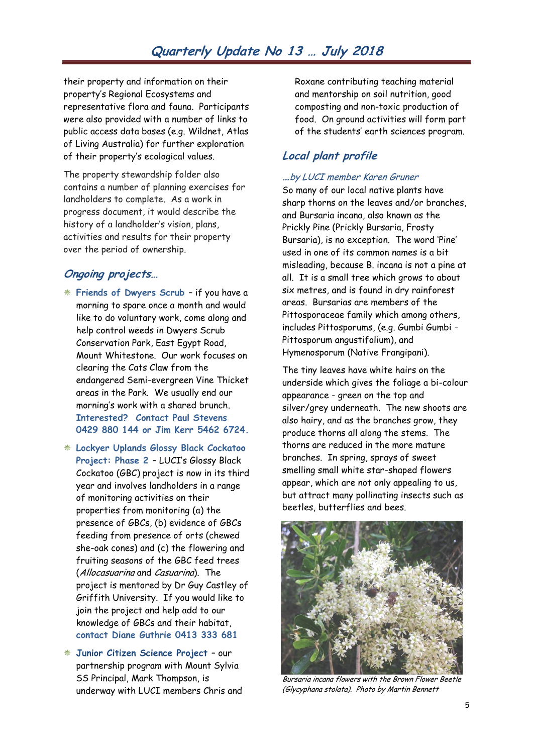their property and information on their property's Regional Ecosystems and representative flora and fauna. Participants were also provided with a number of links to public access data bases (e.g. Wildnet, Atlas of Living Australia) for further exploration of their property's ecological values.

The property stewardship folder also contains a number of planning exercises for landholders to complete. As a work in progress document, it would describe the history of a landholder's vision, plans, activities and results for their property over the period of ownership.

## *Ongoing projects…*

- **Friends of Dwyers Scrub** – if you have a morning to spare once a month and would like to do voluntary work, come along and help control weeds in Dwyers Scrub Conservation Park, East Egypt Road, Mount Whitestone. Our work focuses on clearing the Cats Claw from the endangered Semi-evergreen Vine Thicket areas in the Park. We usually end our morning's work with a shared brunch. **Interested? Contact Paul Stevens 0429 880 144 or Jim Kerr 5462 6724.**
- **Lockyer Uplands Glossy Black Cockatoo Project: Phase 2** – LUCI's Glossy Black Cockatoo (GBC) project is now in its third year and involves landholders in a range of monitoring activities on their properties from monitoring (a) the presence of GBCs, (b) evidence of GBCs feeding from presence of orts (chewed she-oak cones) and (c) the flowering and fruiting seasons of the GBC feed trees (*Allocasuarina* and *Casuarina*). The project is mentored by Dr Guy Castley of Griffith University. If you would like to join the project and help add to our knowledge of GBCs and their habitat, **contact Diane Guthrie 0413 333 681**
- **Junior Citizen Science Project** – our partnership program with Mount Sylvia SS Principal, Mark Thompson, is underway with LUCI members Chris and Roxane contributing teaching material and mentorship on soil nutrition, good composting and non-toxic production of food. On ground activities will form part of the students' earth sciences program.

## *Local plant profile*

*…by LUCI member Karen Gruner*

So many of our local native plants have sharp thorns on the leaves and/or branches, and Bursaria incana, also known as the Prickly Pine (Prickly Bursaria, Frosty Bursaria), is no exception. The word 'Pine' used in one of its common names is a bit misleading, because B. incana is not a pine at all. It is a small tree which grows to about six metres, and is found in dry rainforest areas. Bursarias are members of the Pittosporaceae family which among others, includes Pittosporums, (e.g. Gumbi Gumbi - Pittosporum angustifolium), and Hymenosporum (Native Frangipani).

The tiny leaves have white hairs on the underside which gives the foliage a bi-colour appearance - green on the top and silver/grey underneath. The new shoots are also hairy, and as the branches grow, they produce thorns all along the stems. The thorns are reduced in the more mature branches. In spring, sprays of sweet smelling small white star-shaped flowers appear, which are not only appealing to us, but attract many pollinating insects such as beetles, butterflies and bees.

*Bursaria incana flowers with the Brown Flower Beetle (Glycyphana stolata). Photo by Martin Bennett*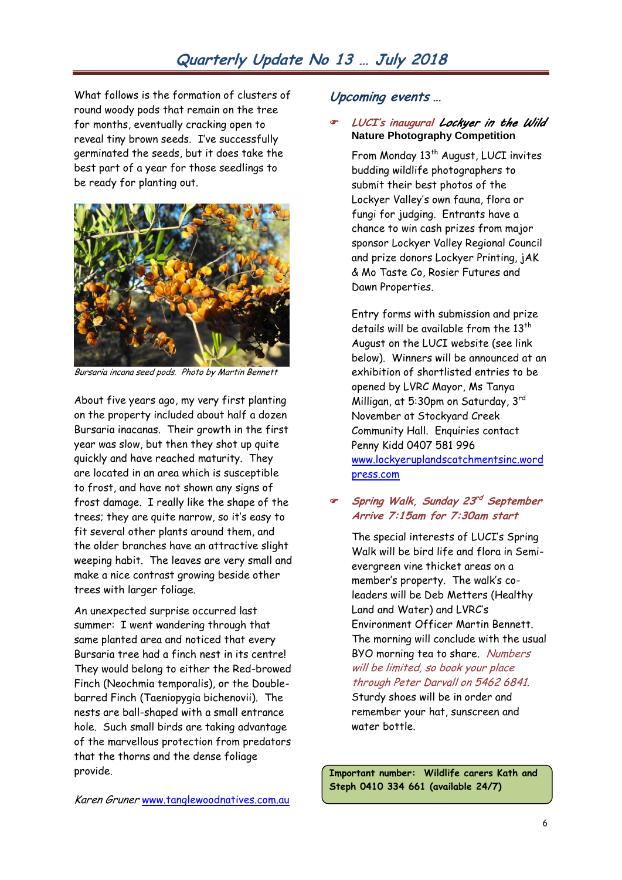What follows is the formation of clusters of round woody pods that remain on the tree for months, eventually cracking open to reveal tiny brown seeds. I've successfully germinated the seeds, but it does take the best part of a year for those seedlings to be ready for planting out.

*Bursaria incana seed pods. Photo by Martin Bennett*

About five years ago, my very first planting on the property included about half a dozen Bursaria inacanas. Their growth in the first year was slow, but then they shot up quite quickly and have reached maturity. They are located in an area which is susceptible to frost, and have not shown any signs of frost damage. I really like the shape of the trees; they are quite narrow, so it's easy to fit several other plants around them, and the older branches have an attractive slight weeping habit. The leaves are very small and make a nice contrast growing beside other trees with larger foliage.

An unexpected surprise occurred last summer: I went wandering through that same planted area and noticed that every Bursaria tree had a finch nest in its centre! They would belong to either the Red-browed Finch (Neochmia temporalis), or the Double-barred Finch (Taeniopygia bichenovii). The nests are ball-shaped with a small entrance hole. Such small birds are taking advantage of the marvellous protection from predators that the thorns and the dense foliage provide.

*Karen Gruner* www.tanglewoodnatives.com.au

## *Upcoming events …*

- *LUCI's inaugural* ***Lockyer in the Wild*** **Nature Photography Competition**

  From Monday 13th August, LUCI invites budding wildlife photographers to submit their best photos of the Lockyer Valley's own fauna, flora or fungi for judging. Entrants have a chance to win cash prizes from major sponsor Lockyer Valley Regional Council and prize donors Lockyer Printing, jAK & Mo Taste Co, Rosier Futures and Dawn Properties.

  Entry forms with submission and prize details will be available from the 13th August on the LUCI website (see link below). Winners will be announced at an exhibition of shortlisted entries to be opened by LVRC Mayor, Ms Tanya Milligan, at 5:30pm on Saturday, 3rd November at Stockyard Creek Community Hall. Enquiries contact Penny Kidd 0407 581 996 www.lockyeruplandscatchmentsinc.wordpress.com

- ***Spring Walk, Sunday 23rd September Arrive 7:15am for 7:30am start***

  The special interests of LUCI's Spring Walk will be bird life and flora in Semi-evergreen vine thicket areas on a member's property. The walk's co-leaders will be Deb Metters (Healthy Land and Water) and LVRC's Environment Officer Martin Bennett. The morning will conclude with the usual BYO morning tea to share. *Numbers will be limited, so book your place through Peter Darvall on 5462 6841.* Sturdy shoes will be in order and remember your hat, sunscreen and water bottle.

**Important number: Wildlife carers Kath and Steph 0410 334 661 (available 24/7)**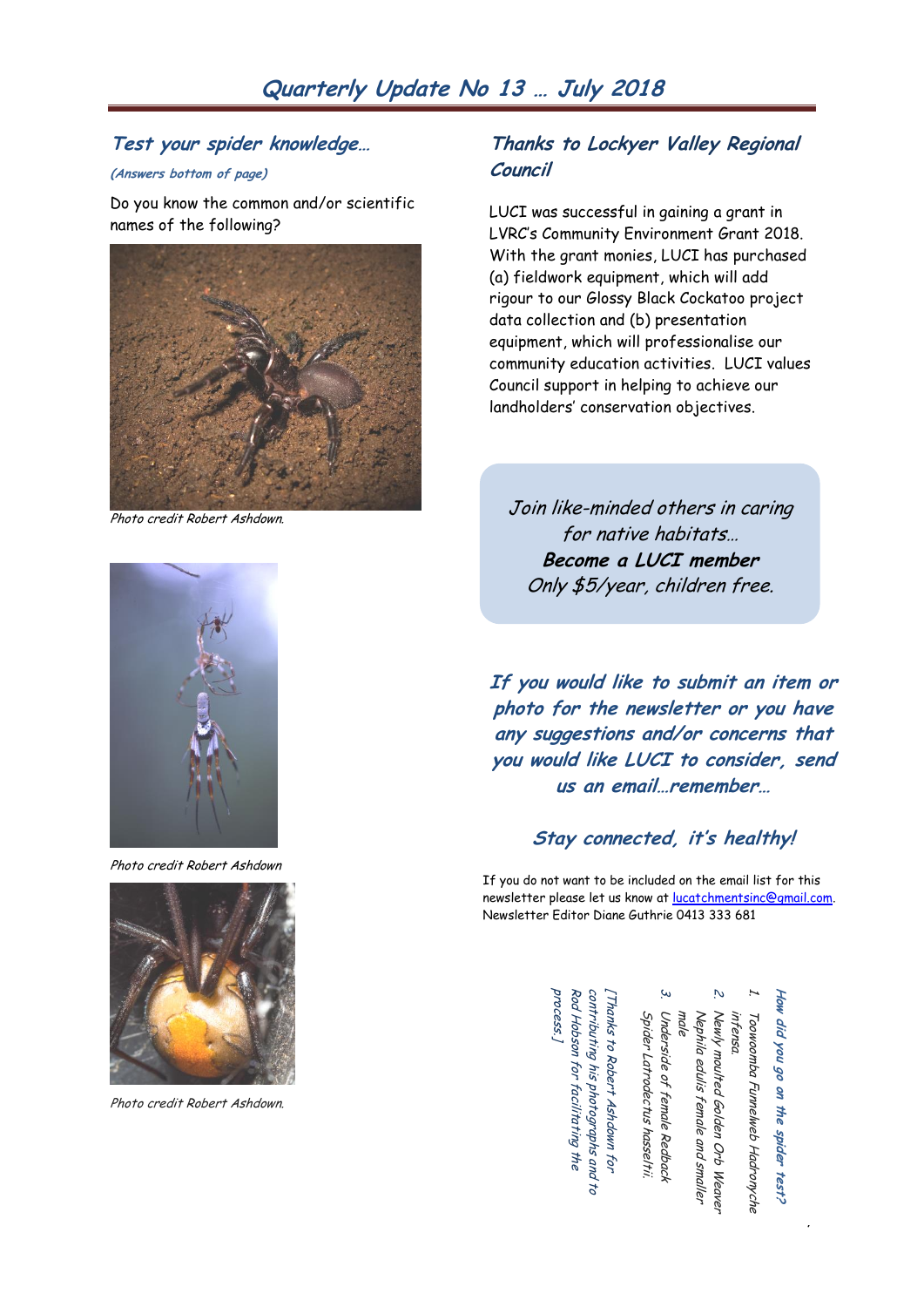# Quarterly Update No 13 … July 2018

## Test your spider knowledge…

*(Answers bottom of page)*

Do you know the common and/or scientific names of the following?

*Photo credit Robert Ashdown.*

*Photo credit Robert Ashdown*

*Photo credit Robert Ashdown.*

## Thanks to Lockyer Valley Regional Council

LUCI was successful in gaining a grant in LVRC's Community Environment Grant 2018. With the grant monies, LUCI has purchased (a) fieldwork equipment, which will add rigour to our Glossy Black Cockatoo project data collection and (b) presentation equipment, which will professionalise our community education activities. LUCI values Council support in helping to achieve our landholders' conservation objectives.

*Join like-minded others in caring for native habitats…*
***Become a LUCI member***
*Only $5/year, children free.*

***If you would like to submit an item or photo for the newsletter or you have any suggestions and/or concerns that you would like LUCI to consider, send us an email…remember…***

***Stay connected, it's healthy!***

If you do not want to be included on the email list for this newsletter please let us know at lucatchmentsinc@gmail.com. Newsletter Editor Diane Guthrie 0413 333 681

***How did you go on the spider test?***

1. *Toowoomba Funnelweb Hadronyche infensa.*
2. *Newly moulted Golden Orb Weaver Nephila edulis female and smaller male*
3. *Underside of female Redback Spider Latrodectus hasseltii.*

*[Thanks to Robert Ashdown for contributing his photographs and to Rod Hobson for facilitating the process.]*